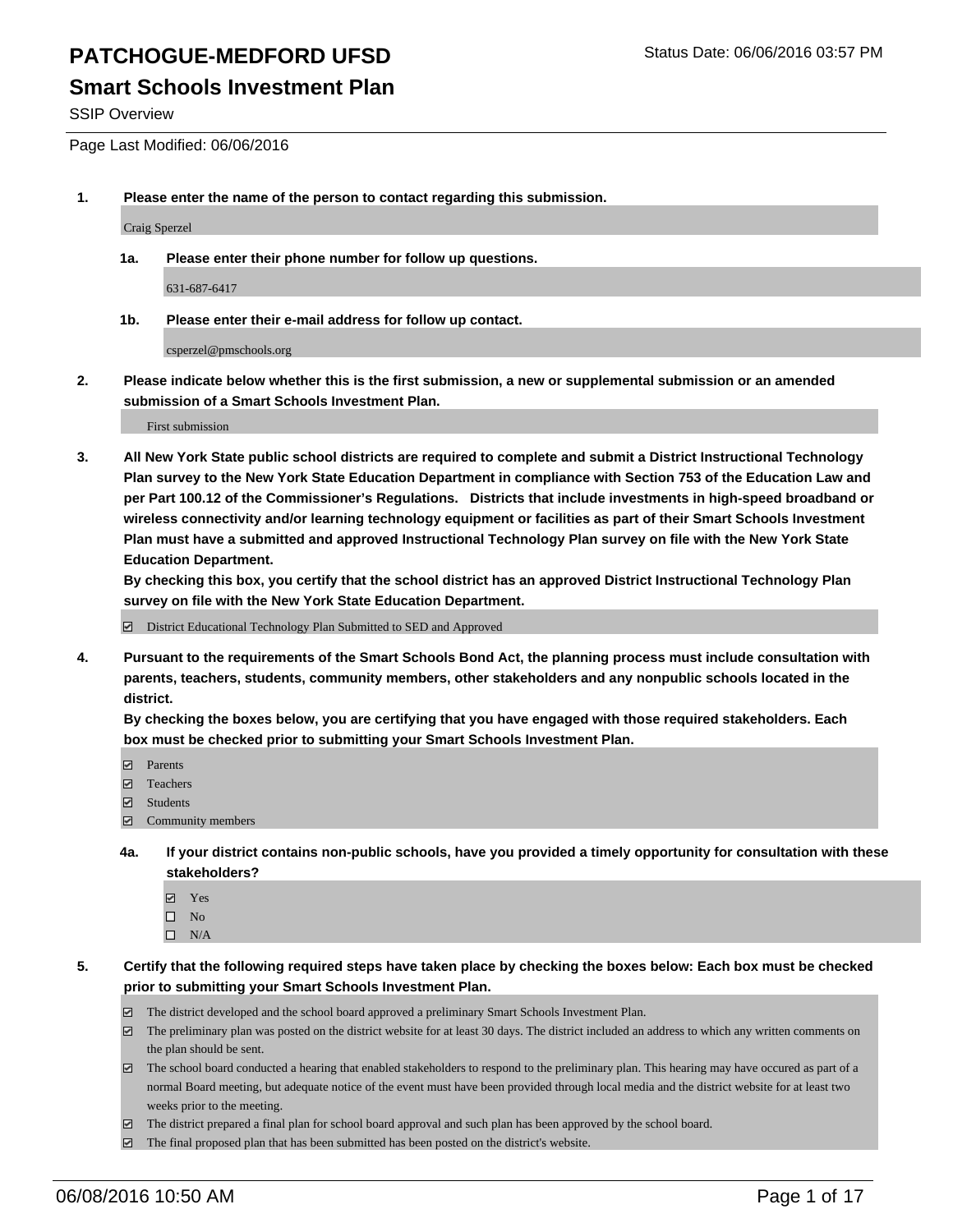# PATCHOGUE-MEDFORD UFSD

Status Date: 06/06/2016 03:57 PM

## Smart Schools Investment Plan

SSIP Overview

Page Last Modified: 06/06/2016

1. **Please enter the name of the person to contact regarding this submission.**

   Craig Sperzel

   1a. **Please enter their phone number for follow up questions.**

   631-687-6417

   1b. **Please enter their e-mail address for follow up contact.**

   csperzel@pmschools.org

2. **Please indicate below whether this is the first submission, a new or supplemental submission or an amended submission of a Smart Schools Investment Plan.**

   First submission

3. **All New York State public school districts are required to complete and submit a District Instructional Technology Plan survey to the New York State Education Department in compliance with Section 753 of the Education Law and per Part 100.12 of the Commissioner's Regulations. Districts that include investments in high-speed broadband or wireless connectivity and/or learning technology equipment or facilities as part of their Smart Schools Investment Plan must have a submitted and approved Instructional Technology Plan survey on file with the New York State Education Department.**
   **By checking this box, you certify that the school district has an approved District Instructional Technology Plan survey on file with the New York State Education Department.**

   ☑ District Educational Technology Plan Submitted to SED and Approved

4. **Pursuant to the requirements of the Smart Schools Bond Act, the planning process must include consultation with parents, teachers, students, community members, other stakeholders and any nonpublic schools located in the district.**
   **By checking the boxes below, you are certifying that you have engaged with those required stakeholders. Each box must be checked prior to submitting your Smart Schools Investment Plan.**

   ☑ Parents
   ☑ Teachers
   ☑ Students
   ☑ Community members

   4a. **If your district contains non-public schools, have you provided a timely opportunity for consultation with these stakeholders?**

   ☑ Yes
   ☐ No
   ☐ N/A

5. **Certify that the following required steps have taken place by checking the boxes below: Each box must be checked prior to submitting your Smart Schools Investment Plan.**

   ☑ The district developed and the school board approved a preliminary Smart Schools Investment Plan.
   ☑ The preliminary plan was posted on the district website for at least 30 days. The district included an address to which any written comments on the plan should be sent.
   ☑ The school board conducted a hearing that enabled stakeholders to respond to the preliminary plan. This hearing may have occured as part of a normal Board meeting, but adequate notice of the event must have been provided through local media and the district website for at least two weeks prior to the meeting.
   ☑ The district prepared a final plan for school board approval and such plan has been approved by the school board.
   ☑ The final proposed plan that has been submitted has been posted on the district's website.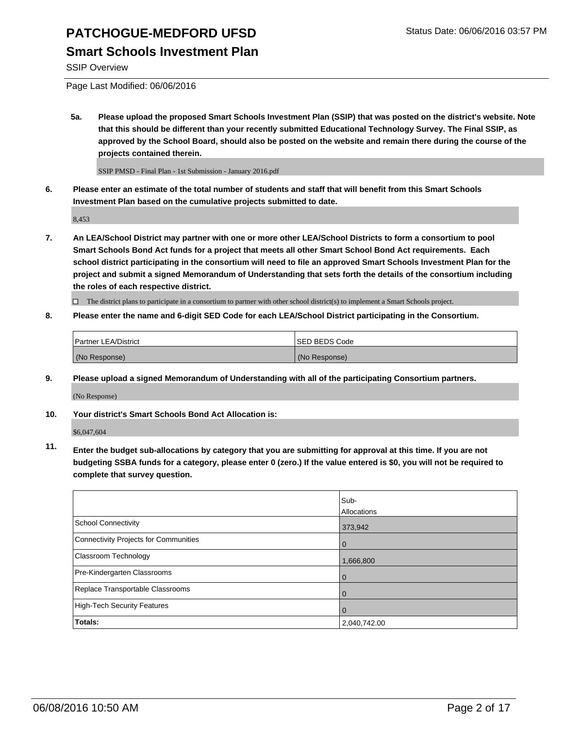# PATCHOGUE-MEDFORD UFSD

Status Date: 06/06/2016 03:57 PM

## Smart Schools Investment Plan

SSIP Overview

Page Last Modified: 06/06/2016

**5a. Please upload the proposed Smart Schools Investment Plan (SSIP) that was posted on the district's website. Note that this should be different than your recently submitted Educational Technology Survey. The Final SSIP, as approved by the School Board, should also be posted on the website and remain there during the course of the projects contained therein.**

SSIP PMSD - Final Plan - 1st Submission - January 2016.pdf

**6. Please enter an estimate of the total number of students and staff that will benefit from this Smart Schools Investment Plan based on the cumulative projects submitted to date.**

8,453

**7. An LEA/School District may partner with one or more other LEA/School Districts to form a consortium to pool Smart Schools Bond Act funds for a project that meets all other Smart School Bond Act requirements. Each school district participating in the consortium will need to file an approved Smart Schools Investment Plan for the project and submit a signed Memorandum of Understanding that sets forth the details of the consortium including the roles of each respective district.**

☐ The district plans to participate in a consortium to partner with other school district(s) to implement a Smart Schools project.

**8. Please enter the name and 6-digit SED Code for each LEA/School District participating in the Consortium.**

| Partner LEA/District | SED BEDS Code |
|---|---|
| (No Response) | (No Response) |

**9. Please upload a signed Memorandum of Understanding with all of the participating Consortium partners.**

(No Response)

**10. Your district's Smart Schools Bond Act Allocation is:**

$6,047,604

**11. Enter the budget sub-allocations by category that you are submitting for approval at this time. If you are not budgeting SSBA funds for a category, please enter 0 (zero.) If the value entered is $0, you will not be required to complete that survey question.**

| | Sub-Allocations |
|---|---|
| School Connectivity | 373,942 |
| Connectivity Projects for Communities | 0 |
| Classroom Technology | 1,666,800 |
| Pre-Kindergarten Classrooms | 0 |
| Replace Transportable Classrooms | 0 |
| High-Tech Security Features | 0 |
| **Totals:** | 2,040,742.00 |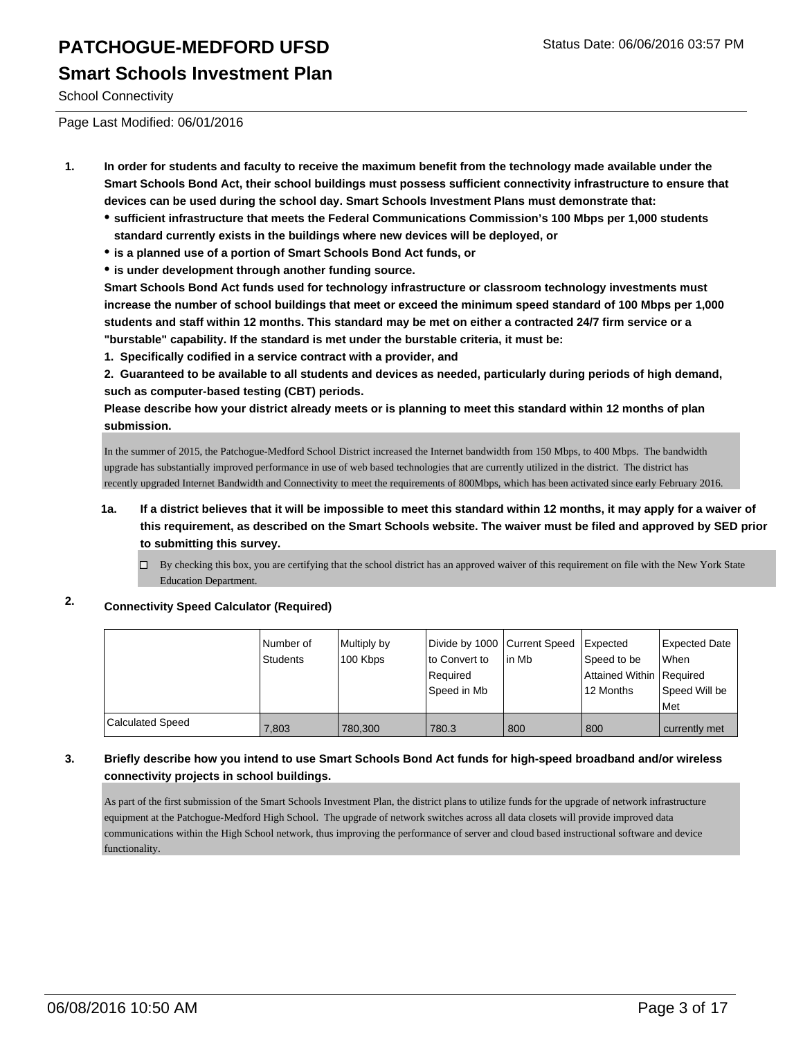# PATCHOGUE-MEDFORD UFSD

Status Date: 06/06/2016 03:57 PM

## Smart Schools Investment Plan

School Connectivity

Page Last Modified: 06/01/2016

1. **In order for students and faculty to receive the maximum benefit from the technology made available under the Smart Schools Bond Act, their school buildings must possess sufficient connectivity infrastructure to ensure that devices can be used during the school day. Smart Schools Investment Plans must demonstrate that:**
   - **sufficient infrastructure that meets the Federal Communications Commission's 100 Mbps per 1,000 students standard currently exists in the buildings where new devices will be deployed, or**
   - **is a planned use of a portion of Smart Schools Bond Act funds, or**
   - **is under development through another funding source.**

   **Smart Schools Bond Act funds used for technology infrastructure or classroom technology investments must increase the number of school buildings that meet or exceed the minimum speed standard of 100 Mbps per 1,000 students and staff within 12 months. This standard may be met on either a contracted 24/7 firm service or a "burstable" capability. If the standard is met under the burstable criteria, it must be:**

   **1. Specifically codified in a service contract with a provider, and**

   **2. Guaranteed to be available to all students and devices as needed, particularly during periods of high demand, such as computer-based testing (CBT) periods.**

   **Please describe how your district already meets or is planning to meet this standard within 12 months of plan submission.**

   In the summer of 2015, the Patchogue-Medford School District increased the Internet bandwidth from 150 Mbps, to 400 Mbps. The bandwidth upgrade has substantially improved performance in use of web based technologies that are currently utilized in the district. The district has recently upgraded Internet Bandwidth and Connectivity to meet the requirements of 800Mbps, which has been activated since early February 2016.

   1a. **If a district believes that it will be impossible to meet this standard within 12 months, it may apply for a waiver of this requirement, as described on the Smart Schools website. The waiver must be filed and approved by SED prior to submitting this survey.**

   ☐ By checking this box, you are certifying that the school district has an approved waiver of this requirement on file with the New York State Education Department.

2. **Connectivity Speed Calculator (Required)**

|  | Number of Students | Multiply by 100 Kbps | Divide by 1000 to Convert to Required Speed in Mb | Current Speed in Mb | Expected Speed to be Attained Within 12 Months | Expected Date When Required Speed Will be Met |
|---|---|---|---|---|---|---|
| Calculated Speed | 7,803 | 780,300 | 780.3 | 800 | 800 | currently met |

3. **Briefly describe how you intend to use Smart Schools Bond Act funds for high-speed broadband and/or wireless connectivity projects in school buildings.**

   As part of the first submission of the Smart Schools Investment Plan, the district plans to utilize funds for the upgrade of network infrastructure equipment at the Patchogue-Medford High School. The upgrade of network switches across all data closets will provide improved data communications within the High School network, thus improving the performance of server and cloud based instructional software and device functionality.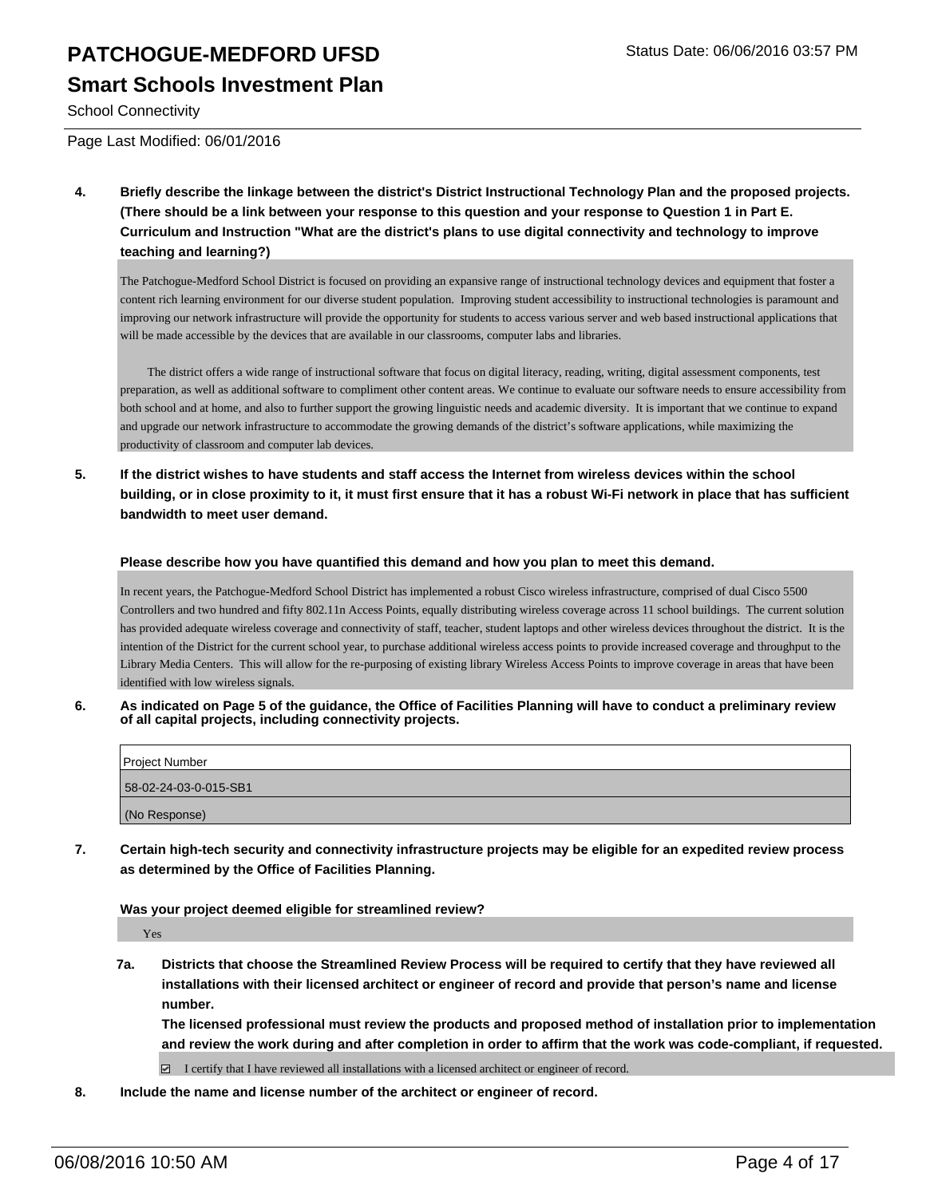**School Connectivity**

**4. Briefly describe the linkage between the district's District Instructional Technology Plan and the proposed projects. (There should be a link between your response to this question and your response to Question 1 in Part E. Curriculum and Instruction "What are the district's plans to use digital connectivity and technology to improve teaching and learning?)**

The Patchogue-Medford School District is focused on providing an expansive range of instructional technology devices and equipment that foster a content rich learning environment for our diverse student population. Improving student accessibility to instructional technologies is paramount and improving our network infrastructure will provide the opportunity for students to access various server and web based instructional applications that will be made accessible by the devices that are available in our classrooms, computer labs and libraries.

The district offers a wide range of instructional software that focus on digital literacy, reading, writing, digital assessment components, test preparation, as well as additional software to compliment other content areas. We continue to evaluate our software needs to ensure accessibility from both school and at home, and also to further support the growing linguistic needs and academic diversity. It is important that we continue to expand and upgrade our network infrastructure to accommodate the growing demands of the district's software applications, while maximizing the productivity of classroom and computer lab devices.

**5. If the district wishes to have students and staff access the Internet from wireless devices within the school building, or in close proximity to it, it must first ensure that it has a robust Wi-Fi network in place that has sufficient bandwidth to meet user demand.**

**Please describe how you have quantified this demand and how you plan to meet this demand.**

In recent years, the Patchogue-Medford School District has implemented a robust Cisco wireless infrastructure, comprised of dual Cisco 5500 Controllers and two hundred and fifty 802.11n Access Points, equally distributing wireless coverage across 11 school buildings. The current solution has provided adequate wireless coverage and connectivity of staff, teacher, student laptops and other wireless devices throughout the district. It is the intention of the District for the current school year, to purchase additional wireless access points to provide increased coverage and throughput to the Library Media Centers. This will allow for the re-purposing of existing library Wireless Access Points to improve coverage in areas that have been identified with low wireless signals.

**6. As indicated on Page 5 of the guidance, the Office of Facilities Planning will have to conduct a preliminary review of all capital projects, including connectivity projects.**

| Project Number |
| --- |
| 58-02-24-03-0-015-SB1 |
| (No Response) |

**7. Certain high-tech security and connectivity infrastructure projects may be eligible for an expedited review process as determined by the Office of Facilities Planning.**

**Was your project deemed eligible for streamlined review?**

Yes

**7a. Districts that choose the Streamlined Review Process will be required to certify that they have reviewed all installations with their licensed architect or engineer of record and provide that person's name and license number.**
**The licensed professional must review the products and proposed method of installation prior to implementation and review the work during and after completion in order to affirm that the work was code-compliant, if requested.**

☑ I certify that I have reviewed all installations with a licensed architect or engineer of record.

**8. Include the name and license number of the architect or engineer of record.**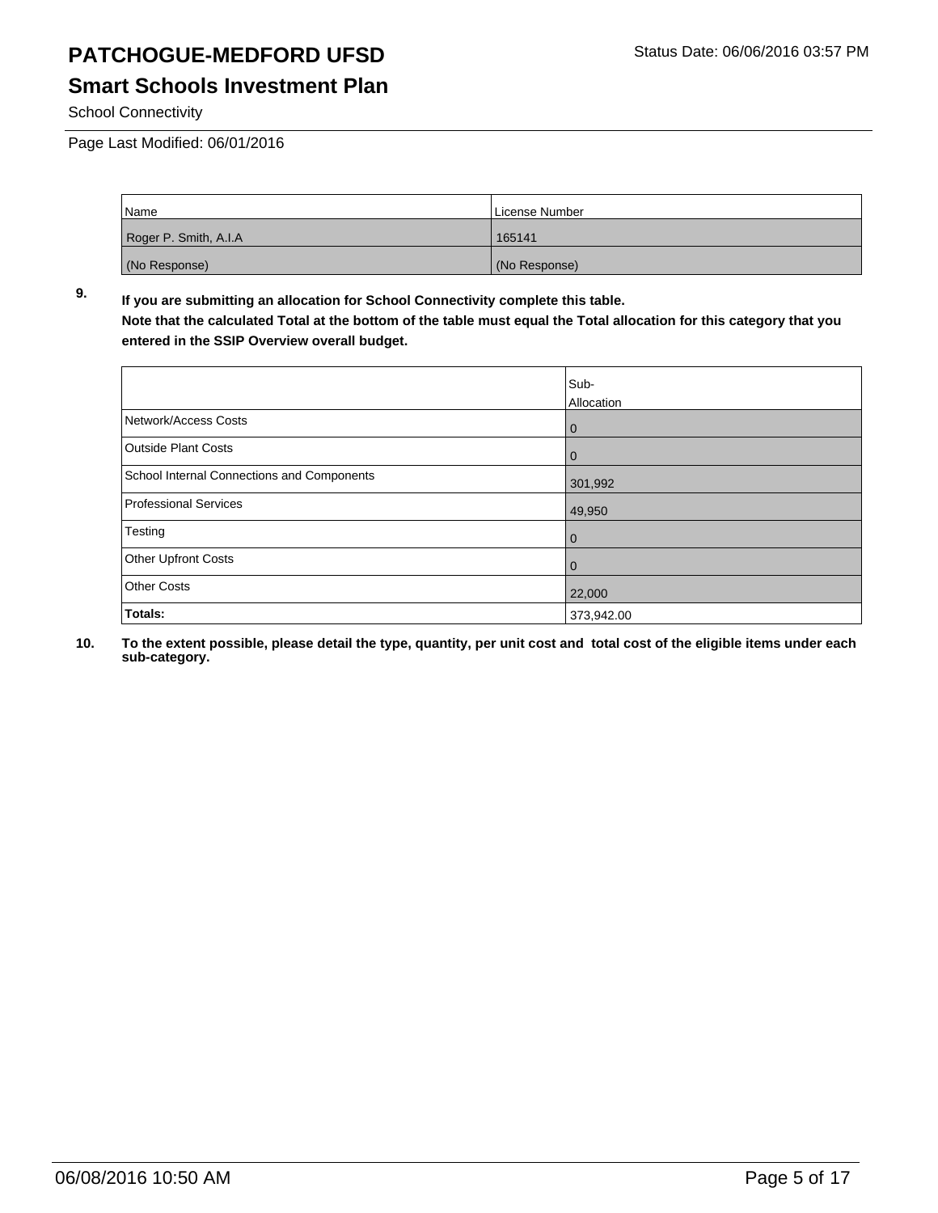# PATCHOGUE-MEDFORD UFSD

## Smart Schools Investment Plan

School Connectivity

Page Last Modified: 06/01/2016

| Name | License Number |
|---|---|
| Roger P. Smith, A.I.A | 165141 |
| (No Response) | (No Response) |

**9. If you are submitting an allocation for School Connectivity complete this table.**
**Note that the calculated Total at the bottom of the table must equal the Total allocation for this category that you entered in the SSIP Overview overall budget.**

| | Sub-Allocation |
|---|---|
| Network/Access Costs | 0 |
| Outside Plant Costs | 0 |
| School Internal Connections and Components | 301,992 |
| Professional Services | 49,950 |
| Testing | 0 |
| Other Upfront Costs | 0 |
| Other Costs | 22,000 |
| **Totals:** | 373,942.00 |

**10. To the extent possible, please detail the type, quantity, per unit cost and total cost of the eligible items under each sub-category.**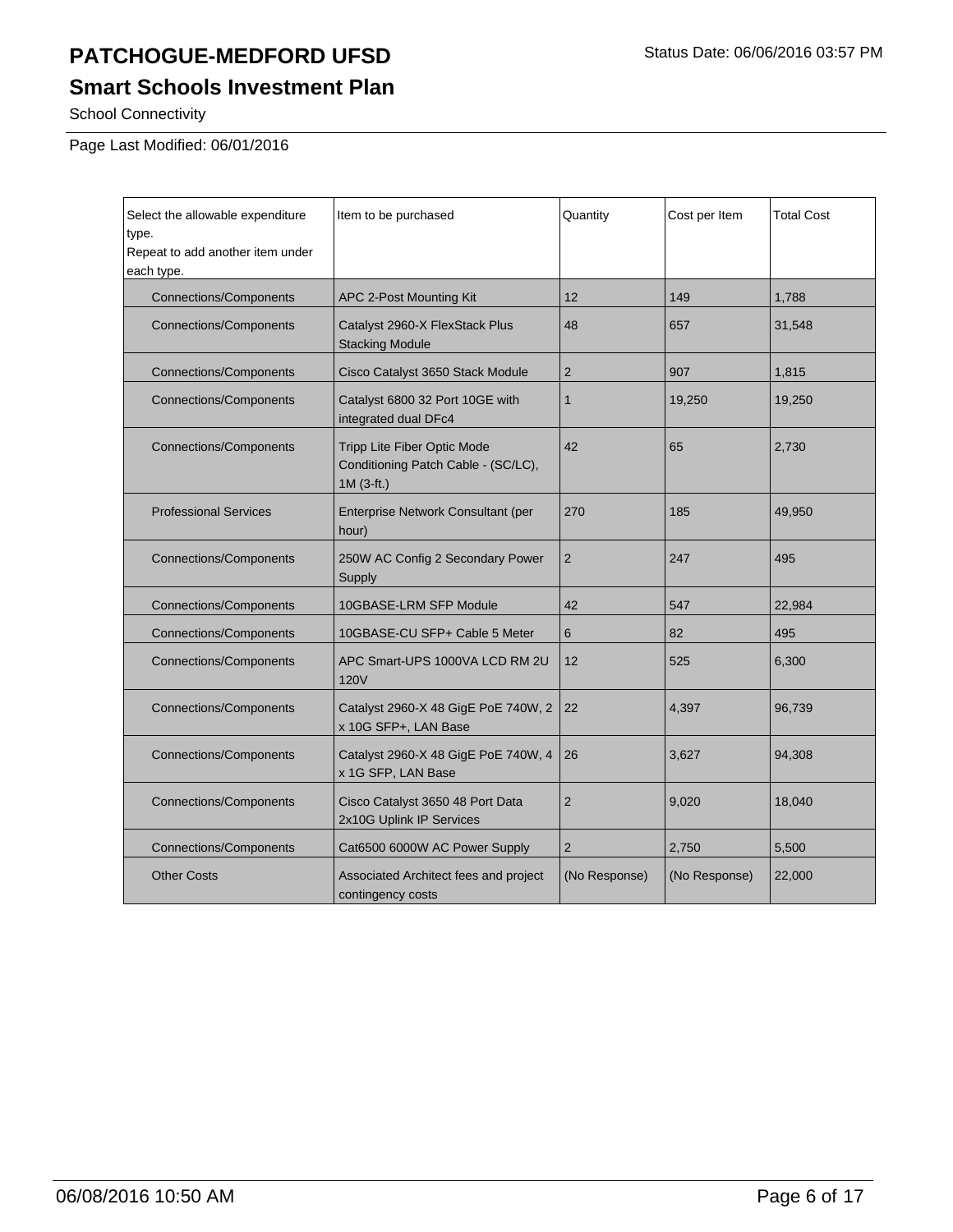# PATCHOGUE-MEDFORD UFSD

Status Date: 06/06/2016 03:57 PM

## Smart Schools Investment Plan

School Connectivity

Page Last Modified: 06/01/2016

| Select the allowable expenditure type. Repeat to add another item under each type. | Item to be purchased | Quantity | Cost per Item | Total Cost |
|---|---|---|---|---|
| Connections/Components | APC 2-Post Mounting Kit | 12 | 149 | 1,788 |
| Connections/Components | Catalyst 2960-X FlexStack Plus Stacking Module | 48 | 657 | 31,548 |
| Connections/Components | Cisco Catalyst 3650 Stack Module | 2 | 907 | 1,815 |
| Connections/Components | Catalyst 6800 32 Port 10GE with integrated dual DFc4 | 1 | 19,250 | 19,250 |
| Connections/Components | Tripp Lite Fiber Optic Mode Conditioning Patch Cable - (SC/LC), 1M (3-ft.) | 42 | 65 | 2,730 |
| Professional Services | Enterprise Network Consultant (per hour) | 270 | 185 | 49,950 |
| Connections/Components | 250W AC Config 2 Secondary Power Supply | 2 | 247 | 495 |
| Connections/Components | 10GBASE-LRM SFP Module | 42 | 547 | 22,984 |
| Connections/Components | 10GBASE-CU SFP+ Cable 5 Meter | 6 | 82 | 495 |
| Connections/Components | APC Smart-UPS 1000VA LCD RM 2U 120V | 12 | 525 | 6,300 |
| Connections/Components | Catalyst 2960-X 48 GigE PoE 740W, 2 x 10G SFP+, LAN Base | 22 | 4,397 | 96,739 |
| Connections/Components | Catalyst 2960-X 48 GigE PoE 740W, 4 x 1G SFP, LAN Base | 26 | 3,627 | 94,308 |
| Connections/Components | Cisco Catalyst 3650 48 Port Data 2x10G Uplink IP Services | 2 | 9,020 | 18,040 |
| Connections/Components | Cat6500 6000W AC Power Supply | 2 | 2,750 | 5,500 |
| Other Costs | Associated Architect fees and project contingency costs | (No Response) | (No Response) | 22,000 |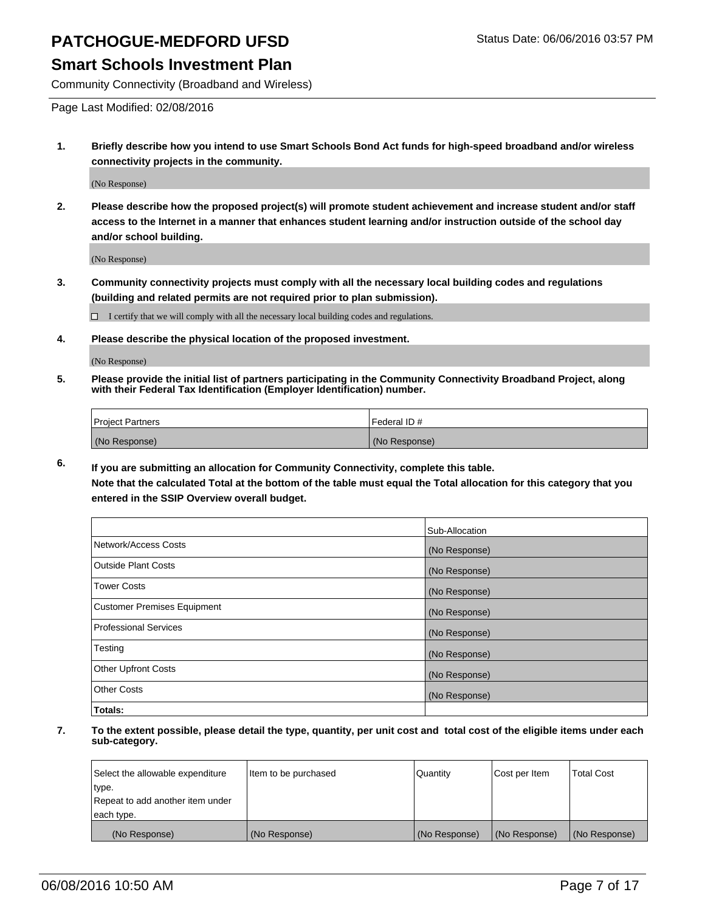# PATCHOGUE-MEDFORD UFSD

Status Date: 06/06/2016 03:57 PM

## Smart Schools Investment Plan

Community Connectivity (Broadband and Wireless)

Page Last Modified: 02/08/2016

1. **Briefly describe how you intend to use Smart Schools Bond Act funds for high-speed broadband and/or wireless connectivity projects in the community.**

   (No Response)

2. **Please describe how the proposed project(s) will promote student achievement and increase student and/or staff access to the Internet in a manner that enhances student learning and/or instruction outside of the school day and/or school building.**

   (No Response)

3. **Community connectivity projects must comply with all the necessary local building codes and regulations (building and related permits are not required prior to plan submission).**

   ☐ I certify that we will comply with all the necessary local building codes and regulations.

4. **Please describe the physical location of the proposed investment.**

   (No Response)

5. **Please provide the initial list of partners participating in the Community Connectivity Broadband Project, along with their Federal Tax Identification (Employer Identification) number.**

| Project Partners | Federal ID # |
|---|---|
| (No Response) | (No Response) |

6. **If you are submitting an allocation for Community Connectivity, complete this table. Note that the calculated Total at the bottom of the table must equal the Total allocation for this category that you entered in the SSIP Overview overall budget.**

| | Sub-Allocation |
|---|---|
| Network/Access Costs | (No Response) |
| Outside Plant Costs | (No Response) |
| Tower Costs | (No Response) |
| Customer Premises Equipment | (No Response) |
| Professional Services | (No Response) |
| Testing | (No Response) |
| Other Upfront Costs | (No Response) |
| Other Costs | (No Response) |
| **Totals:** | |

7. **To the extent possible, please detail the type, quantity, per unit cost and total cost of the eligible items under each sub-category.**

| Select the allowable expenditure type. Repeat to add another item under each type. | Item to be purchased | Quantity | Cost per Item | Total Cost |
|---|---|---|---|---|
| (No Response) | (No Response) | (No Response) | (No Response) | (No Response) |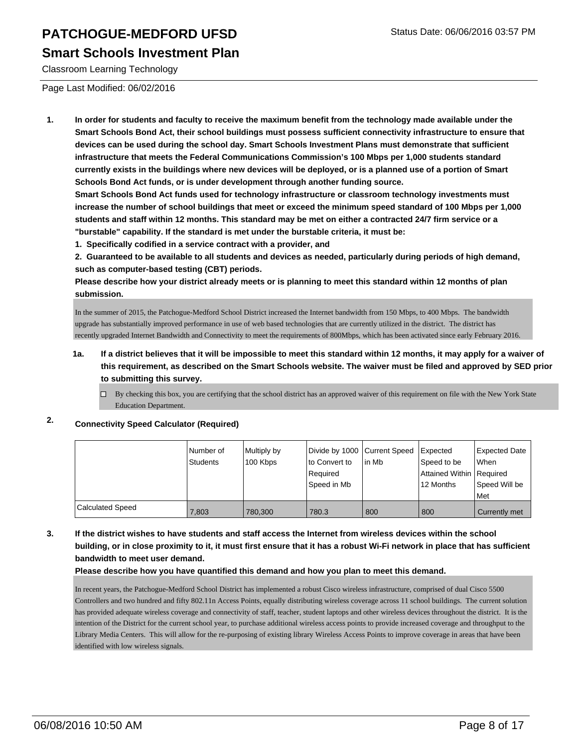# PATCHOGUE-MEDFORD UFSD

Status Date: 06/06/2016 03:57 PM

## Smart Schools Investment Plan

Classroom Learning Technology

Page Last Modified: 06/02/2016

1. **In order for students and faculty to receive the maximum benefit from the technology made available under the Smart Schools Bond Act, their school buildings must possess sufficient connectivity infrastructure to ensure that devices can be used during the school day. Smart Schools Investment Plans must demonstrate that sufficient infrastructure that meets the Federal Communications Commission's 100 Mbps per 1,000 students standard currently exists in the buildings where new devices will be deployed, or is a planned use of a portion of Smart Schools Bond Act funds, or is under development through another funding source.**
   **Smart Schools Bond Act funds used for technology infrastructure or classroom technology investments must increase the number of school buildings that meet or exceed the minimum speed standard of 100 Mbps per 1,000 students and staff within 12 months. This standard may be met on either a contracted 24/7 firm service or a "burstable" capability. If the standard is met under the burstable criteria, it must be:**
   **1. Specifically codified in a service contract with a provider, and**
   **2. Guaranteed to be available to all students and devices as needed, particularly during periods of high demand, such as computer-based testing (CBT) periods.**
   **Please describe how your district already meets or is planning to meet this standard within 12 months of plan submission.**

   In the summer of 2015, the Patchogue-Medford School District increased the Internet bandwidth from 150 Mbps, to 400 Mbps. The bandwidth upgrade has substantially improved performance in use of web based technologies that are currently utilized in the district. The district has recently upgraded Internet Bandwidth and Connectivity to meet the requirements of 800Mbps, which has been activated since early February 2016.

   **1a. If a district believes that it will be impossible to meet this standard within 12 months, it may apply for a waiver of this requirement, as described on the Smart Schools website. The waiver must be filed and approved by SED prior to submitting this survey.**

   ☐ By checking this box, you are certifying that the school district has an approved waiver of this requirement on file with the New York State Education Department.

2. **Connectivity Speed Calculator (Required)**

| | Number of Students | Multiply by 100 Kbps | Divide by 1000 to Convert to Required Speed in Mb | Current Speed in Mb | Expected Speed to be Attained Within 12 Months | Expected Date When Required Speed Will be Met |
|---|---|---|---|---|---|---|
| Calculated Speed | 7,803 | 780,300 | 780.3 | 800 | 800 | Currently met |

3. **If the district wishes to have students and staff access the Internet from wireless devices within the school building, or in close proximity to it, it must first ensure that it has a robust Wi-Fi network in place that has sufficient bandwidth to meet user demand.**
   **Please describe how you have quantified this demand and how you plan to meet this demand.**

   In recent years, the Patchogue-Medford School District has implemented a robust Cisco wireless infrastructure, comprised of dual Cisco 5500 Controllers and two hundred and fifty 802.11n Access Points, equally distributing wireless coverage across 11 school buildings. The current solution has provided adequate wireless coverage and connectivity of staff, teacher, student laptops and other wireless devices throughout the district. It is the intention of the District for the current school year, to purchase additional wireless access points to provide increased coverage and throughput to the Library Media Centers. This will allow for the re-purposing of existing library Wireless Access Points to improve coverage in areas that have been identified with low wireless signals.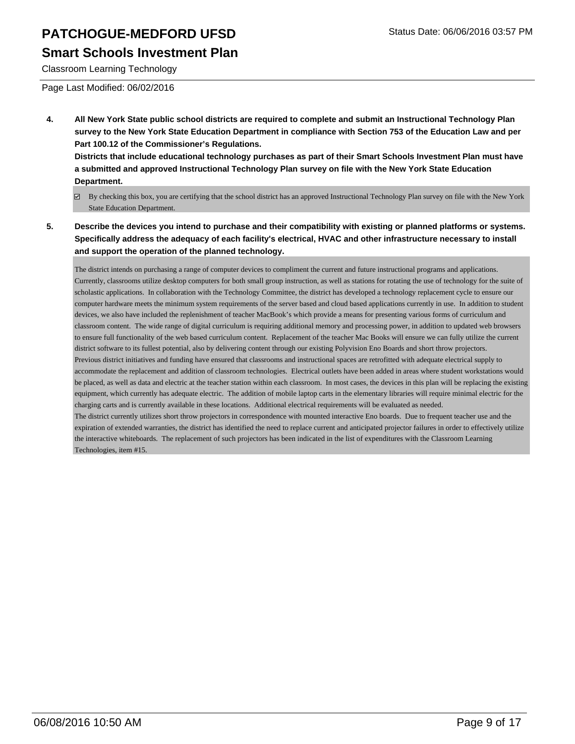# PATCHOGUE-MEDFORD UFSD

## Smart Schools Investment Plan

Classroom Learning Technology

Page Last Modified: 06/02/2016

**4. All New York State public school districts are required to complete and submit an Instructional Technology Plan survey to the New York State Education Department in compliance with Section 753 of the Education Law and per Part 100.12 of the Commissioner's Regulations.**
**Districts that include educational technology purchases as part of their Smart Schools Investment Plan must have a submitted and approved Instructional Technology Plan survey on file with the New York State Education Department.**

☑ By checking this box, you are certifying that the school district has an approved Instructional Technology Plan survey on file with the New York State Education Department.

**5. Describe the devices you intend to purchase and their compatibility with existing or planned platforms or systems. Specifically address the adequacy of each facility's electrical, HVAC and other infrastructure necessary to install and support the operation of the planned technology.**

The district intends on purchasing a range of computer devices to compliment the current and future instructional programs and applications. Currently, classrooms utilize desktop computers for both small group instruction, as well as stations for rotating the use of technology for the suite of scholastic applications. In collaboration with the Technology Committee, the district has developed a technology replacement cycle to ensure our computer hardware meets the minimum system requirements of the server based and cloud based applications currently in use. In addition to student devices, we also have included the replenishment of teacher MacBook's which provide a means for presenting various forms of curriculum and classroom content. The wide range of digital curriculum is requiring additional memory and processing power, in addition to updated web browsers to ensure full functionality of the web based curriculum content. Replacement of the teacher Mac Books will ensure we can fully utilize the current district software to its fullest potential, also by delivering content through our existing Polyvision Eno Boards and short throw projectors.
Previous district initiatives and funding have ensured that classrooms and instructional spaces are retrofitted with adequate electrical supply to accommodate the replacement and addition of classroom technologies. Electrical outlets have been added in areas where student workstations would be placed, as well as data and electric at the teacher station within each classroom. In most cases, the devices in this plan will be replacing the existing equipment, which currently has adequate electric. The addition of mobile laptop carts in the elementary libraries will require minimal electric for the charging carts and is currently available in these locations. Additional electrical requirements will be evaluated as needed.
The district currently utilizes short throw projectors in correspondence with mounted interactive Eno boards. Due to frequent teacher use and the expiration of extended warranties, the district has identified the need to replace current and anticipated projector failures in order to effectively utilize the interactive whiteboards. The replacement of such projectors has been indicated in the list of expenditures with the Classroom Learning Technologies, item #15.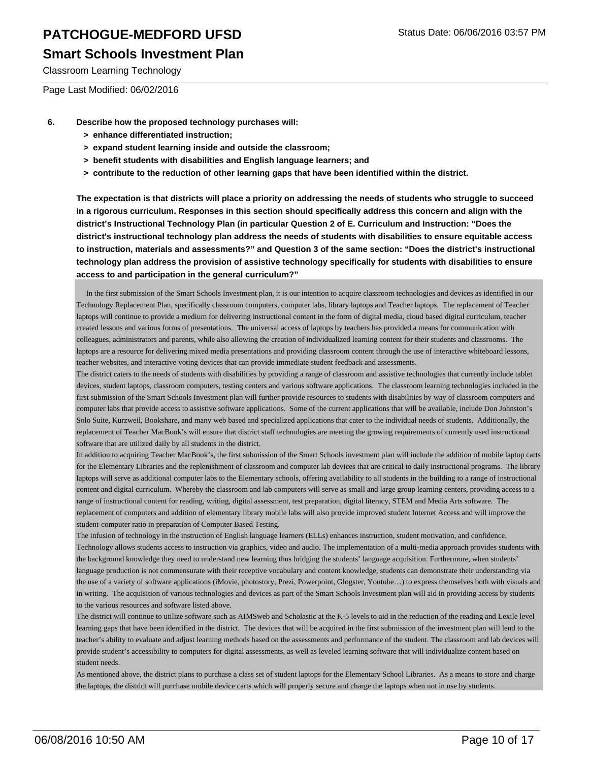Classroom Learning Technology

Page Last Modified: 06/02/2016

**6. Describe how the proposed technology purchases will:**

**> enhance differentiated instruction;**

**> expand student learning inside and outside the classroom;**

**> benefit students with disabilities and English language learners; and**

**> contribute to the reduction of other learning gaps that have been identified within the district.**

**The expectation is that districts will place a priority on addressing the needs of students who struggle to succeed in a rigorous curriculum. Responses in this section should specifically address this concern and align with the district's Instructional Technology Plan (in particular Question 2 of E. Curriculum and Instruction: "Does the district's instructional technology plan address the needs of students with disabilities to ensure equitable access to instruction, materials and assessments?" and Question 3 of the same section: "Does the district's instructional technology plan address the provision of assistive technology specifically for students with disabilities to ensure access to and participation in the general curriculum?"**

In the first submission of the Smart Schools Investment plan, it is our intention to acquire classroom technologies and devices as identified in our Technology Replacement Plan, specifically classroom computers, computer labs, library laptops and Teacher laptops. The replacement of Teacher laptops will continue to provide a medium for delivering instructional content in the form of digital media, cloud based digital curriculum, teacher created lessons and various forms of presentations. The universal access of laptops by teachers has provided a means for communication with colleagues, administrators and parents, while also allowing the creation of individualized learning content for their students and classrooms. The laptops are a resource for delivering mixed media presentations and providing classroom content through the use of interactive whiteboard lessons, teacher websites, and interactive voting devices that can provide immediate student feedback and assessments.

The district caters to the needs of students with disabilities by providing a range of classroom and assistive technologies that currently include tablet devices, student laptops, classroom computers, testing centers and various software applications. The classroom learning technologies included in the first submission of the Smart Schools Investment plan will further provide resources to students with disabilities by way of classroom computers and computer labs that provide access to assistive software applications. Some of the current applications that will be available, include Don Johnston's Solo Suite, Kurzweil, Bookshare, and many web based and specialized applications that cater to the individual needs of students. Additionally, the replacement of Teacher MacBook's will ensure that district staff technologies are meeting the growing requirements of currently used instructional software that are utilized daily by all students in the district.

In addition to acquiring Teacher MacBook's, the first submission of the Smart Schools investment plan will include the addition of mobile laptop carts for the Elementary Libraries and the replenishment of classroom and computer lab devices that are critical to daily instructional programs. The library laptops will serve as additional computer labs to the Elementary schools, offering availability to all students in the building to a range of instructional content and digital curriculum. Whereby the classroom and lab computers will serve as small and large group learning centers, providing access to a range of instructional content for reading, writing, digital assessment, test preparation, digital literacy, STEM and Media Arts software. The replacement of computers and addition of elementary library mobile labs will also provide improved student Internet Access and will improve the student-computer ratio in preparation of Computer Based Testing.

The infusion of technology in the instruction of English language learners (ELLs) enhances instruction, student motivation, and confidence. Technology allows students access to instruction via graphics, video and audio. The implementation of a multi-media approach provides students with the background knowledge they need to understand new learning thus bridging the students' language acquisition. Furthermore, when students' language production is not commensurate with their receptive vocabulary and content knowledge, students can demonstrate their understanding via the use of a variety of software applications (iMovie, photostory, Prezi, Powerpoint, Glogster, Youtube…) to express themselves both with visuals and in writing. The acquisition of various technologies and devices as part of the Smart Schools Investment plan will aid in providing access by students to the various resources and software listed above.

The district will continue to utilize software such as AIMSweb and Scholastic at the K-5 levels to aid in the reduction of the reading and Lexile level learning gaps that have been identified in the district. The devices that will be acquired in the first submission of the investment plan will lend to the teacher's ability to evaluate and adjust learning methods based on the assessments and performance of the student. The classroom and lab devices will provide student's accessibility to computers for digital assessments, as well as leveled learning software that will individualize content based on student needs.

As mentioned above, the district plans to purchase a class set of student laptops for the Elementary School Libraries. As a means to store and charge the laptops, the district will purchase mobile device carts which will properly secure and charge the laptops when not in use by students.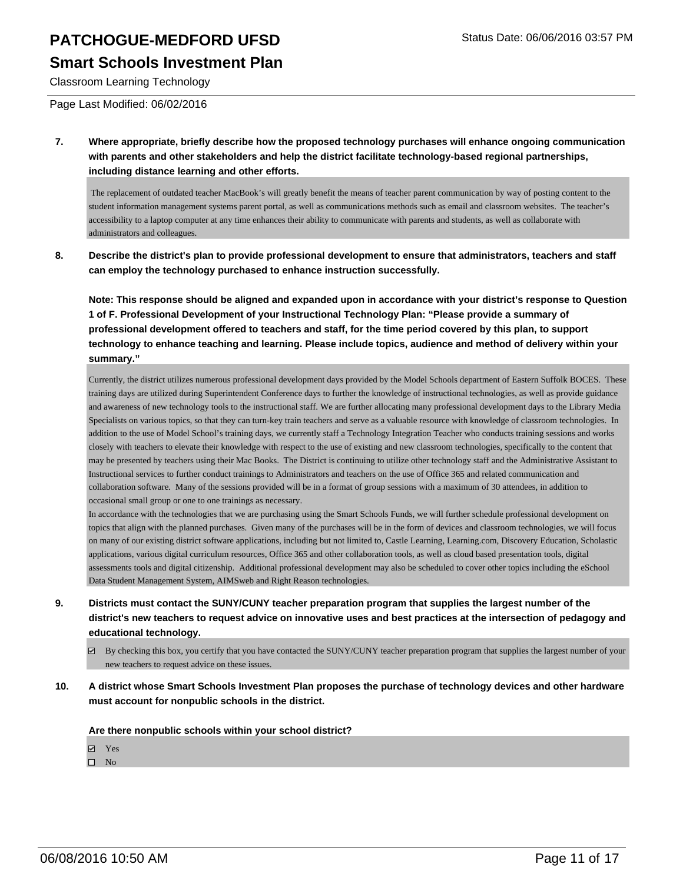**7. Where appropriate, briefly describe how the proposed technology purchases will enhance ongoing communication with parents and other stakeholders and help the district facilitate technology-based regional partnerships, including distance learning and other efforts.**

The replacement of outdated teacher MacBook's will greatly benefit the means of teacher parent communication by way of posting content to the student information management systems parent portal, as well as communications methods such as email and classroom websites. The teacher's accessibility to a laptop computer at any time enhances their ability to communicate with parents and students, as well as collaborate with administrators and colleagues.

**8. Describe the district's plan to provide professional development to ensure that administrators, teachers and staff can employ the technology purchased to enhance instruction successfully.**

**Note: This response should be aligned and expanded upon in accordance with your district's response to Question 1 of F. Professional Development of your Instructional Technology Plan: "Please provide a summary of professional development offered to teachers and staff, for the time period covered by this plan, to support technology to enhance teaching and learning. Please include topics, audience and method of delivery within your summary."**

Currently, the district utilizes numerous professional development days provided by the Model Schools department of Eastern Suffolk BOCES. These training days are utilized during Superintendent Conference days to further the knowledge of instructional technologies, as well as provide guidance and awareness of new technology tools to the instructional staff. We are further allocating many professional development days to the Library Media Specialists on various topics, so that they can turn-key train teachers and serve as a valuable resource with knowledge of classroom technologies. In addition to the use of Model School's training days, we currently staff a Technology Integration Teacher who conducts training sessions and works closely with teachers to elevate their knowledge with respect to the use of existing and new classroom technologies, specifically to the content that may be presented by teachers using their Mac Books. The District is continuing to utilize other technology staff and the Administrative Assistant to Instructional services to further conduct trainings to Administrators and teachers on the use of Office 365 and related communication and collaboration software. Many of the sessions provided will be in a format of group sessions with a maximum of 30 attendees, in addition to occasional small group or one to one trainings as necessary.

In accordance with the technologies that we are purchasing using the Smart Schools Funds, we will further schedule professional development on topics that align with the planned purchases. Given many of the purchases will be in the form of devices and classroom technologies, we will focus on many of our existing district software applications, including but not limited to, Castle Learning, Learning.com, Discovery Education, Scholastic applications, various digital curriculum resources, Office 365 and other collaboration tools, as well as cloud based presentation tools, digital assessments tools and digital citizenship. Additional professional development may also be scheduled to cover other topics including the eSchool Data Student Management System, AIMSweb and Right Reason technologies.

**9. Districts must contact the SUNY/CUNY teacher preparation program that supplies the largest number of the district's new teachers to request advice on innovative uses and best practices at the intersection of pedagogy and educational technology.**

☑ By checking this box, you certify that you have contacted the SUNY/CUNY teacher preparation program that supplies the largest number of your new teachers to request advice on these issues.

**10. A district whose Smart Schools Investment Plan proposes the purchase of technology devices and other hardware must account for nonpublic schools in the district.**

**Are there nonpublic schools within your school district?**

☑ Yes
☐ No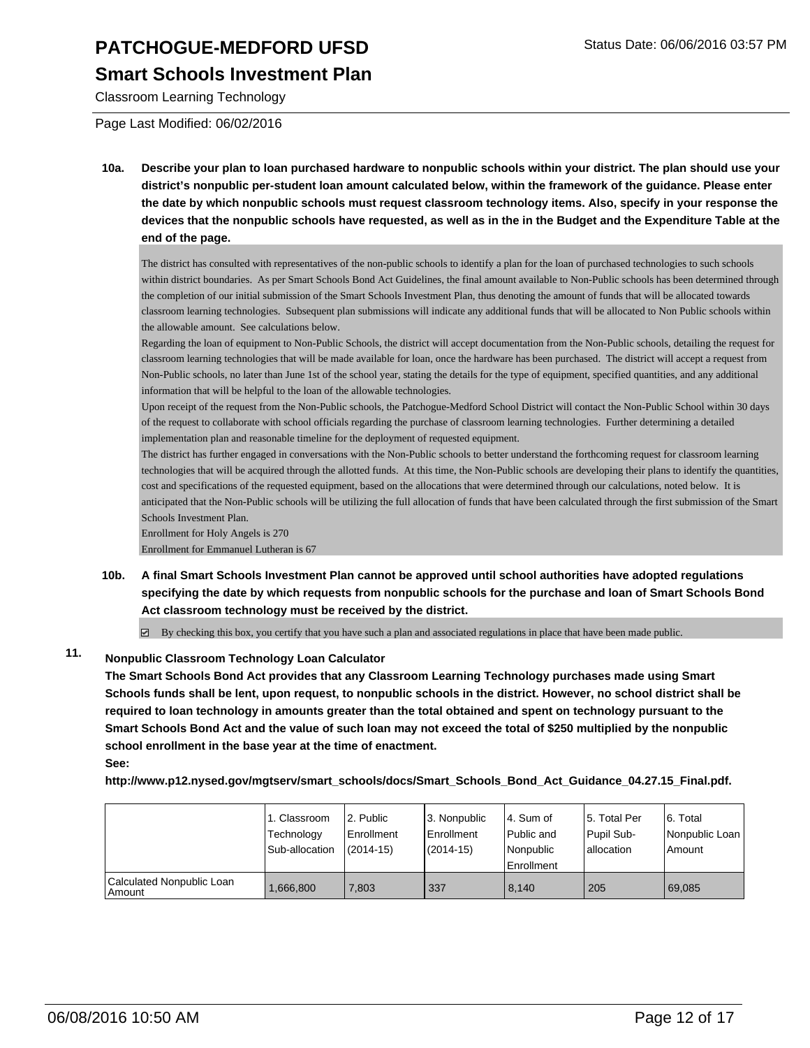# PATCHOGUE-MEDFORD UFSD

## Smart Schools Investment Plan

Classroom Learning Technology

Page Last Modified: 06/02/2016

**10a. Describe your plan to loan purchased hardware to nonpublic schools within your district. The plan should use your district's nonpublic per-student loan amount calculated below, within the framework of the guidance. Please enter the date by which nonpublic schools must request classroom technology items. Also, specify in your response the devices that the nonpublic schools have requested, as well as in the in the Budget and the Expenditure Table at the end of the page.**

The district has consulted with representatives of the non-public schools to identify a plan for the loan of purchased technologies to such schools within district boundaries. As per Smart Schools Bond Act Guidelines, the final amount available to Non-Public schools has been determined through the completion of our initial submission of the Smart Schools Investment Plan, thus denoting the amount of funds that will be allocated towards classroom learning technologies. Subsequent plan submissions will indicate any additional funds that will be allocated to Non Public schools within the allowable amount. See calculations below.

Regarding the loan of equipment to Non-Public Schools, the district will accept documentation from the Non-Public schools, detailing the request for classroom learning technologies that will be made available for loan, once the hardware has been purchased. The district will accept a request from Non-Public schools, no later than June 1st of the school year, stating the details for the type of equipment, specified quantities, and any additional information that will be helpful to the loan of the allowable technologies.

Upon receipt of the request from the Non-Public schools, the Patchogue-Medford School District will contact the Non-Public School within 30 days of the request to collaborate with school officials regarding the purchase of classroom learning technologies. Further determining a detailed implementation plan and reasonable timeline for the deployment of requested equipment.

The district has further engaged in conversations with the Non-Public schools to better understand the forthcoming request for classroom learning technologies that will be acquired through the allotted funds. At this time, the Non-Public schools are developing their plans to identify the quantities, cost and specifications of the requested equipment, based on the allocations that were determined through our calculations, noted below. It is anticipated that the Non-Public schools will be utilizing the full allocation of funds that have been calculated through the first submission of the Smart Schools Investment Plan.

Enrollment for Holy Angels is 270

Enrollment for Emmanuel Lutheran is 67

**10b. A final Smart Schools Investment Plan cannot be approved until school authorities have adopted regulations specifying the date by which requests from nonpublic schools for the purchase and loan of Smart Schools Bond Act classroom technology must be received by the district.**

☑ By checking this box, you certify that you have such a plan and associated regulations in place that have been made public.

**11. Nonpublic Classroom Technology Loan Calculator**

**The Smart Schools Bond Act provides that any Classroom Learning Technology purchases made using Smart Schools funds shall be lent, upon request, to nonpublic schools in the district. However, no school district shall be required to loan technology in amounts greater than the total obtained and spent on technology pursuant to the Smart Schools Bond Act and the value of such loan may not exceed the total of $250 multiplied by the nonpublic school enrollment in the base year at the time of enactment.**

**See:**

**http://www.p12.nysed.gov/mgtserv/smart_schools/docs/Smart_Schools_Bond_Act_Guidance_04.27.15_Final.pdf.**

| | 1. Classroom Technology Sub-allocation | 2. Public Enrollment (2014-15) | 3. Nonpublic Enrollment (2014-15) | 4. Sum of Public and Nonpublic Enrollment | 5. Total Per Pupil Sub-allocation | 6. Total Nonpublic Loan Amount |
|---|---|---|---|---|---|---|
| Calculated Nonpublic Loan Amount | 1,666,800 | 7,803 | 337 | 8,140 | 205 | 69,085 |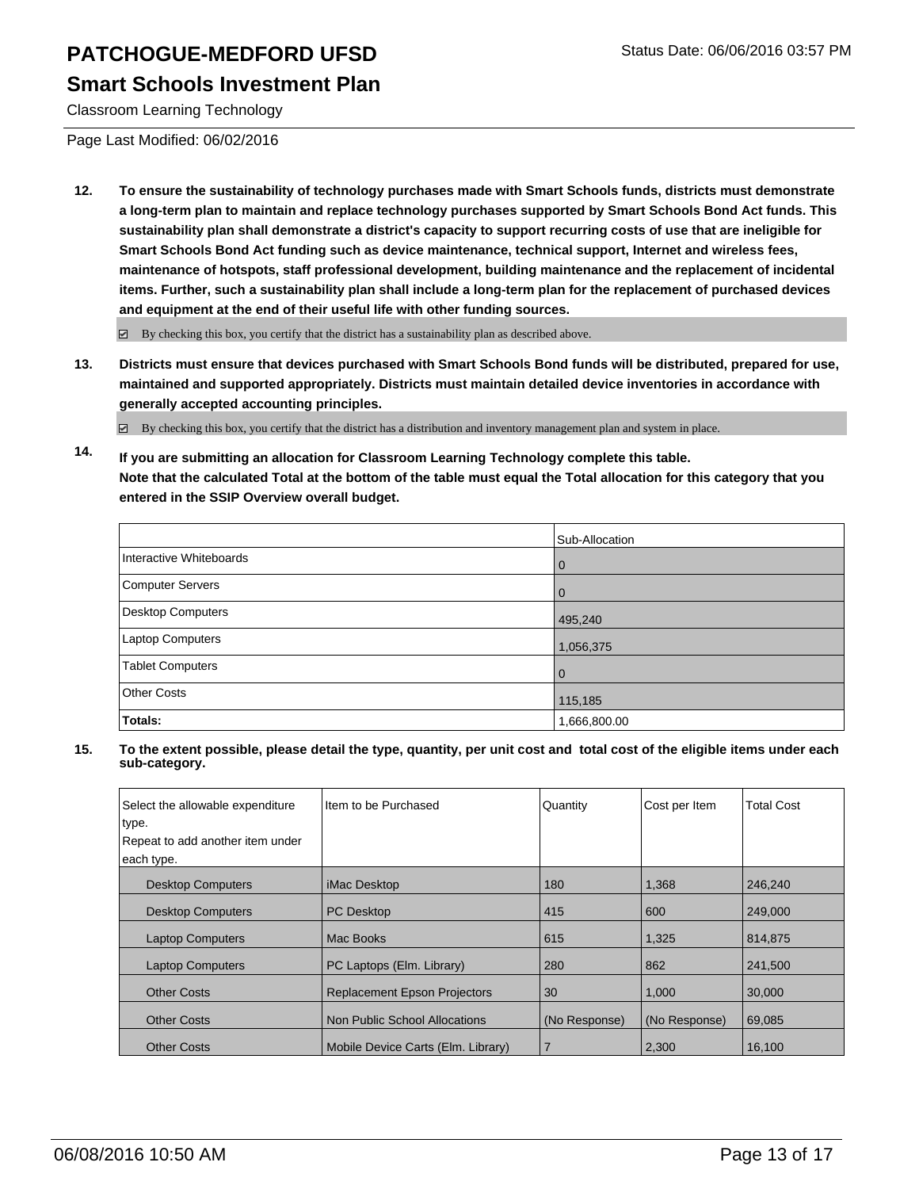# PATCHOGUE-MEDFORD UFSD

Status Date: 06/06/2016 03:57 PM

## Smart Schools Investment Plan

Classroom Learning Technology

Page Last Modified: 06/02/2016

**12. To ensure the sustainability of technology purchases made with Smart Schools funds, districts must demonstrate a long-term plan to maintain and replace technology purchases supported by Smart Schools Bond Act funds. This sustainability plan shall demonstrate a district's capacity to support recurring costs of use that are ineligible for Smart Schools Bond Act funding such as device maintenance, technical support, Internet and wireless fees, maintenance of hotspots, staff professional development, building maintenance and the replacement of incidental items. Further, such a sustainability plan shall include a long-term plan for the replacement of purchased devices and equipment at the end of their useful life with other funding sources.**

☑ By checking this box, you certify that the district has a sustainability plan as described above.

**13. Districts must ensure that devices purchased with Smart Schools Bond funds will be distributed, prepared for use, maintained and supported appropriately. Districts must maintain detailed device inventories in accordance with generally accepted accounting principles.**

☑ By checking this box, you certify that the district has a distribution and inventory management plan and system in place.

**14. If you are submitting an allocation for Classroom Learning Technology complete this table. Note that the calculated Total at the bottom of the table must equal the Total allocation for this category that you entered in the SSIP Overview overall budget.**

| | Sub-Allocation |
|---|---|
| Interactive Whiteboards | 0 |
| Computer Servers | 0 |
| Desktop Computers | 495,240 |
| Laptop Computers | 1,056,375 |
| Tablet Computers | 0 |
| Other Costs | 115,185 |
| **Totals:** | 1,666,800.00 |

**15. To the extent possible, please detail the type, quantity, per unit cost and total cost of the eligible items under each sub-category.**

| Select the allowable expenditure type. Repeat to add another item under each type. | Item to be Purchased | Quantity | Cost per Item | Total Cost |
|---|---|---|---|---|
| Desktop Computers | iMac Desktop | 180 | 1,368 | 246,240 |
| Desktop Computers | PC Desktop | 415 | 600 | 249,000 |
| Laptop Computers | Mac Books | 615 | 1,325 | 814,875 |
| Laptop Computers | PC Laptops (Elm. Library) | 280 | 862 | 241,500 |
| Other Costs | Replacement Epson Projectors | 30 | 1,000 | 30,000 |
| Other Costs | Non Public School Allocations | (No Response) | (No Response) | 69,085 |
| Other Costs | Mobile Device Carts (Elm. Library) | 7 | 2,300 | 16,100 |

06/08/2016 10:50 AM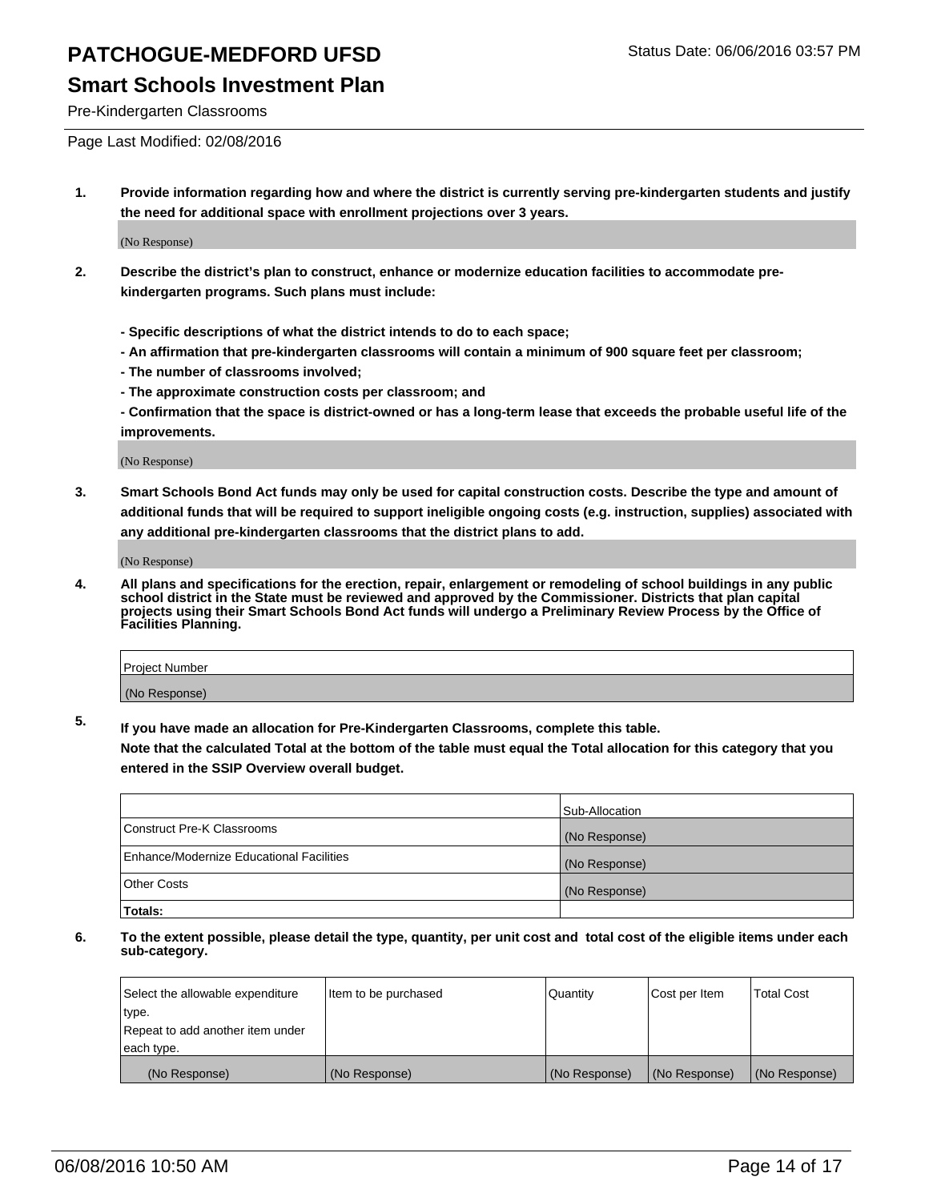# PATCHOGUE-MEDFORD UFSD

Status Date: 06/06/2016 03:57 PM

## Smart Schools Investment Plan

Pre-Kindergarten Classrooms

Page Last Modified: 02/08/2016

1. **Provide information regarding how and where the district is currently serving pre-kindergarten students and justify the need for additional space with enrollment projections over 3 years.**

   (No Response)

2. **Describe the district's plan to construct, enhance or modernize education facilities to accommodate pre-kindergarten programs. Such plans must include:**

   **- Specific descriptions of what the district intends to do to each space;**
   **- An affirmation that pre-kindergarten classrooms will contain a minimum of 900 square feet per classroom;**
   **- The number of classrooms involved;**
   **- The approximate construction costs per classroom; and**
   **- Confirmation that the space is district-owned or has a long-term lease that exceeds the probable useful life of the improvements.**

   (No Response)

3. **Smart Schools Bond Act funds may only be used for capital construction costs. Describe the type and amount of additional funds that will be required to support ineligible ongoing costs (e.g. instruction, supplies) associated with any additional pre-kindergarten classrooms that the district plans to add.**

   (No Response)

4. **All plans and specifications for the erection, repair, enlargement or remodeling of school buildings in any public school district in the State must be reviewed and approved by the Commissioner. Districts that plan capital projects using their Smart Schools Bond Act funds will undergo a Preliminary Review Process by the Office of Facilities Planning.**

| Project Number |
|---|
| (No Response) |

5. **If you have made an allocation for Pre-Kindergarten Classrooms, complete this table.**
   **Note that the calculated Total at the bottom of the table must equal the Total allocation for this category that you entered in the SSIP Overview overall budget.**

| | Sub-Allocation |
|---|---|
| Construct Pre-K Classrooms | (No Response) |
| Enhance/Modernize Educational Facilities | (No Response) |
| Other Costs | (No Response) |
| **Totals:** | |

6. **To the extent possible, please detail the type, quantity, per unit cost and total cost of the eligible items under each sub-category.**

| Select the allowable expenditure type. Repeat to add another item under each type. | Item to be purchased | Quantity | Cost per Item | Total Cost |
|---|---|---|---|---|
| (No Response) | (No Response) | (No Response) | (No Response) | (No Response) |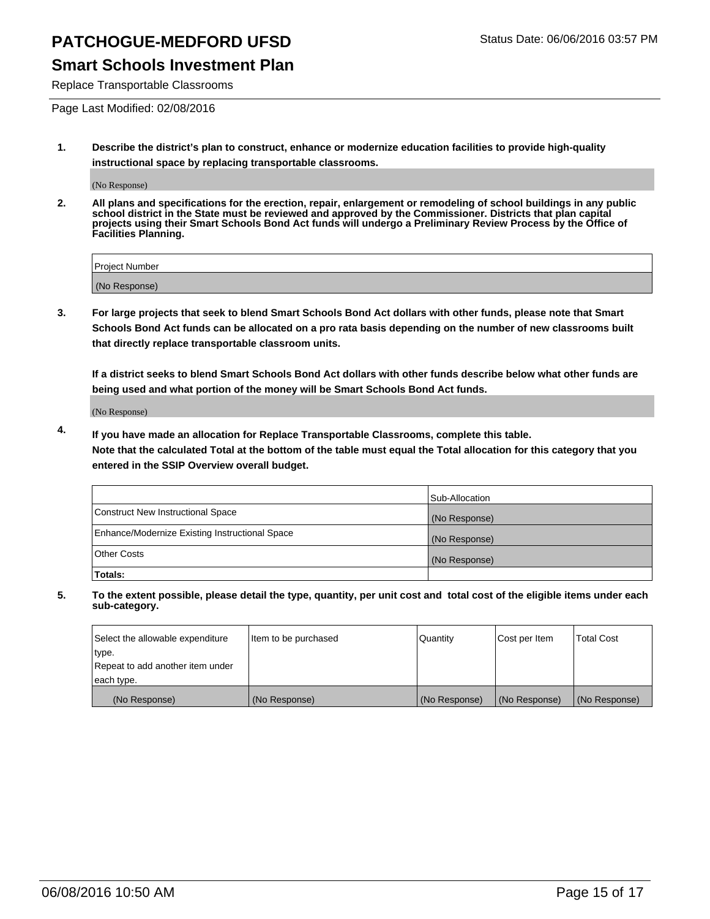# PATCHOGUE-MEDFORD UFSD

Status Date: 06/06/2016 03:57 PM

## Smart Schools Investment Plan

Replace Transportable Classrooms

Page Last Modified: 02/08/2016

1. **Describe the district's plan to construct, enhance or modernize education facilities to provide high-quality instructional space by replacing transportable classrooms.**

(No Response)

2. **All plans and specifications for the erection, repair, enlargement or remodeling of school buildings in any public school district in the State must be reviewed and approved by the Commissioner. Districts that plan capital projects using their Smart Schools Bond Act funds will undergo a Preliminary Review Process by the Office of Facilities Planning.**

| Project Number |
| --- |
| (No Response) |

3. **For large projects that seek to blend Smart Schools Bond Act dollars with other funds, please note that Smart Schools Bond Act funds can be allocated on a pro rata basis depending on the number of new classrooms built that directly replace transportable classroom units.**

**If a district seeks to blend Smart Schools Bond Act dollars with other funds describe below what other funds are being used and what portion of the money will be Smart Schools Bond Act funds.**

(No Response)

4. **If you have made an allocation for Replace Transportable Classrooms, complete this table. Note that the calculated Total at the bottom of the table must equal the Total allocation for this category that you entered in the SSIP Overview overall budget.**

| | Sub-Allocation |
| --- | --- |
| Construct New Instructional Space | (No Response) |
| Enhance/Modernize Existing Instructional Space | (No Response) |
| Other Costs | (No Response) |
| **Totals:** | |

5. **To the extent possible, please detail the type, quantity, per unit cost and total cost of the eligible items under each sub-category.**

| Select the allowable expenditure type. Repeat to add another item under each type. | Item to be purchased | Quantity | Cost per Item | Total Cost |
| --- | --- | --- | --- | --- |
| (No Response) | (No Response) | (No Response) | (No Response) | (No Response) |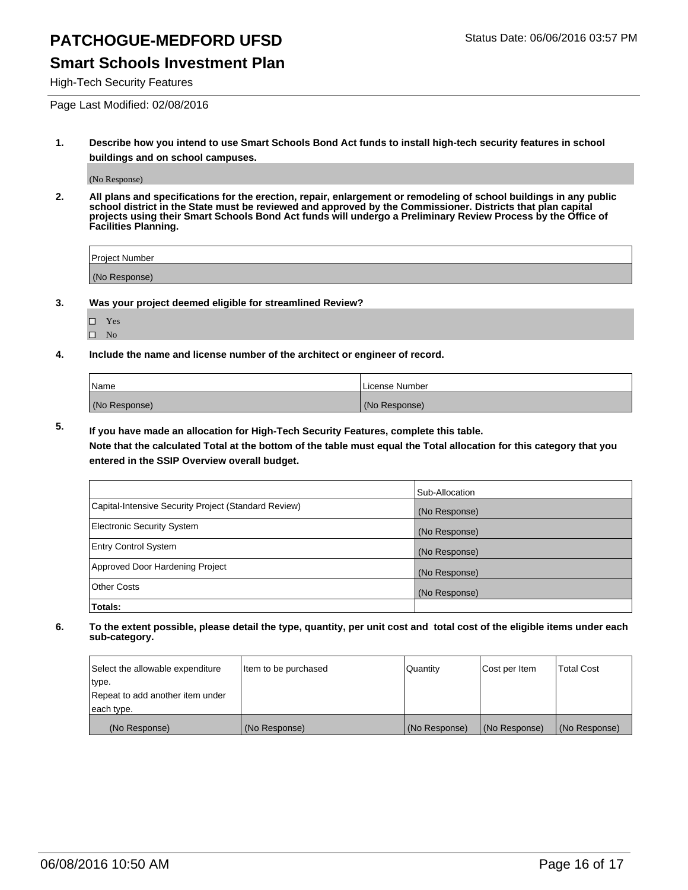# PATCHOGUE-MEDFORD UFSD

Status Date: 06/06/2016 03:57 PM

## Smart Schools Investment Plan

High-Tech Security Features

Page Last Modified: 02/08/2016

**1. Describe how you intend to use Smart Schools Bond Act funds to install high-tech security features in school buildings and on school campuses.**

(No Response)

**2. All plans and specifications for the erection, repair, enlargement or remodeling of school buildings in any public school district in the State must be reviewed and approved by the Commissioner. Districts that plan capital projects using their Smart Schools Bond Act funds will undergo a Preliminary Review Process by the Office of Facilities Planning.**

| Project Number |
|---|
| (No Response) |

**3. Was your project deemed eligible for streamlined Review?**

☐ Yes
☐ No

**4. Include the name and license number of the architect or engineer of record.**

| Name | License Number |
|---|---|
| (No Response) | (No Response) |

**5. If you have made an allocation for High-Tech Security Features, complete this table.**
**Note that the calculated Total at the bottom of the table must equal the Total allocation for this category that you entered in the SSIP Overview overall budget.**

| | Sub-Allocation |
|---|---|
| Capital-Intensive Security Project (Standard Review) | (No Response) |
| Electronic Security System | (No Response) |
| Entry Control System | (No Response) |
| Approved Door Hardening Project | (No Response) |
| Other Costs | (No Response) |
| **Totals:** | |

**6. To the extent possible, please detail the type, quantity, per unit cost and total cost of the eligible items under each sub-category.**

| Select the allowable expenditure type. Repeat to add another item under each type. | Item to be purchased | Quantity | Cost per Item | Total Cost |
|---|---|---|---|---|
| (No Response) | (No Response) | (No Response) | (No Response) | (No Response) |